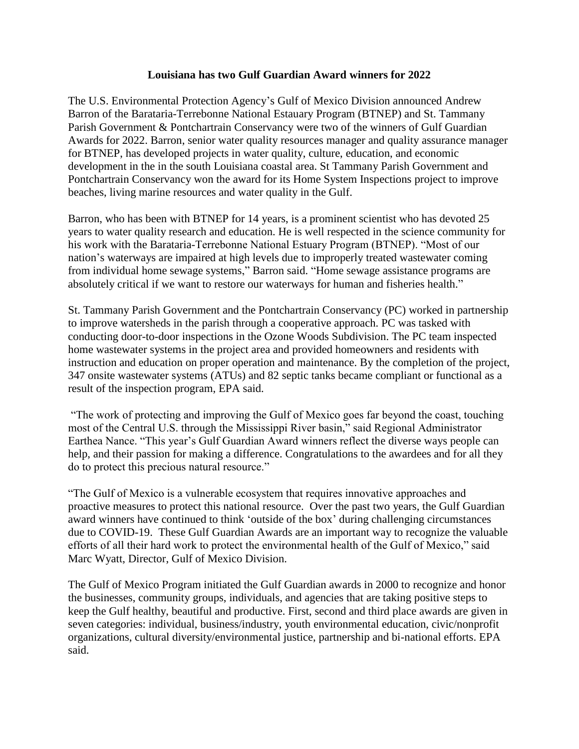**Louisiana has two Gulf Guardian Award winners for 2022**

The U.S. Environmental Protection Agency's Gulf of Mexico Division announced Andrew Barron of the Barataria-Terrebonne National Estauary Program (BTNEP) and St. Tammany Parish Government & Pontchartrain Conservancy were two of the winners of Gulf Guardian Awards for 2022. Barron, senior water quality resources manager and quality assurance manager for BTNEP, has developed projects in water quality, culture, education, and economic development in the in the south Louisiana coastal area. St Tammany Parish Government and Pontchartrain Conservancy won the award for its Home System Inspections project to improve beaches, living marine resources and water quality in the Gulf.

Barron, who has been with BTNEP for 14 years, is a prominent scientist who has devoted 25 years to water quality research and education. He is well respected in the science community for his work with the Barataria-Terrebonne National Estuary Program (BTNEP). "Most of our nation's waterways are impaired at high levels due to improperly treated wastewater coming from individual home sewage systems," Barron said. "Home sewage assistance programs are absolutely critical if we want to restore our waterways for human and fisheries health."

St. Tammany Parish Government and the Pontchartrain Conservancy (PC) worked in partnership to improve watersheds in the parish through a cooperative approach. PC was tasked with conducting door-to-door inspections in the Ozone Woods Subdivision. The PC team inspected home wastewater systems in the project area and provided homeowners and residents with instruction and education on proper operation and maintenance. By the completion of the project, 347 onsite wastewater systems (ATUs) and 82 septic tanks became compliant or functional as a result of the inspection program, EPA said.

"The work of protecting and improving the Gulf of Mexico goes far beyond the coast, touching most of the Central U.S. through the Mississippi River basin," said Regional Administrator Earthea Nance. "This year's Gulf Guardian Award winners reflect the diverse ways people can help, and their passion for making a difference. Congratulations to the awardees and for all they do to protect this precious natural resource."

"The Gulf of Mexico is a vulnerable ecosystem that requires innovative approaches and proactive measures to protect this national resource. Over the past two years, the Gulf Guardian award winners have continued to think 'outside of the box' during challenging circumstances due to COVID-19. These Gulf Guardian Awards are an important way to recognize the valuable efforts of all their hard work to protect the environmental health of the Gulf of Mexico," said Marc Wyatt, Director, Gulf of Mexico Division.

The Gulf of Mexico Program initiated the Gulf Guardian awards in 2000 to recognize and honor the businesses, community groups, individuals, and agencies that are taking positive steps to keep the Gulf healthy, beautiful and productive. First, second and third place awards are given in seven categories: individual, business/industry, youth environmental education, civic/nonprofit organizations, cultural diversity/environmental justice, partnership and bi-national efforts. EPA said.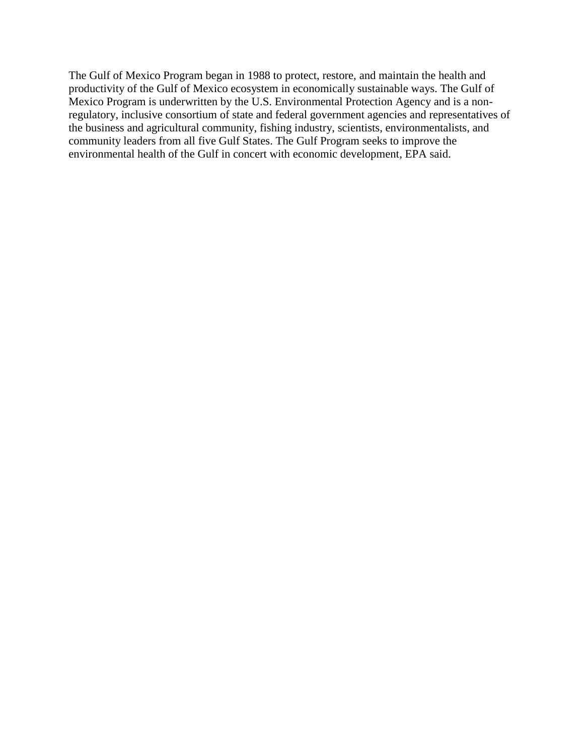The Gulf of Mexico Program began in 1988 to protect, restore, and maintain the health and productivity of the Gulf of Mexico ecosystem in economically sustainable ways. The Gulf of Mexico Program is underwritten by the U.S. Environmental Protection Agency and is a non-regulatory, inclusive consortium of state and federal government agencies and representatives of the business and agricultural community, fishing industry, scientists, environmentalists, and community leaders from all five Gulf States. The Gulf Program seeks to improve the environmental health of the Gulf in concert with economic development, EPA said.